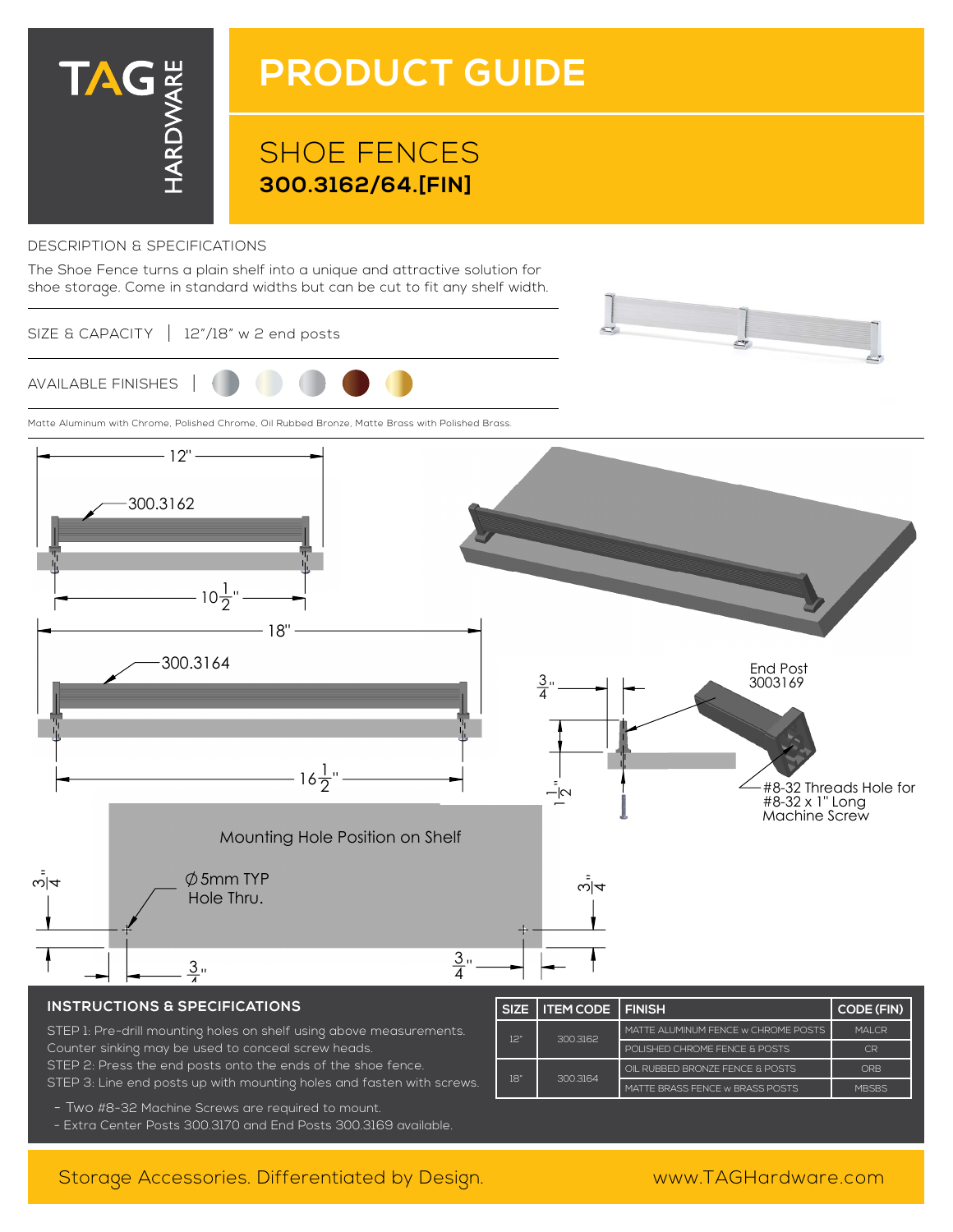# TAG HARDWARE

# PRODUCT GUIDE

## SHOE FENCES

**300.3162/64.[FIN]**

DESCRIPTION & SPECIFICATIONS

The Shoe Fence turns a plain shelf into a unique and attractive solution for shoe storage. Come in standard widths but can be cut to fit any shelf width.

SIZE & CAPACITY | 12"/18" w 2 end posts

AVAILABLE FINISHES |

Matte Aluminum with Chrome, Polished Chrome, Oil Rubbed Bronze, Matte Brass with Polished Brass.

12"

300.3162

$10\frac{1}{2}$"

18"

300.3164

$16\frac{1}{2}$"

$\frac{3}{4}$"

$1\frac{1}{2}$"

End Post 3003169

#8-32 Threads Hole for #8-32 x 1" Long Machine Screw

Mounting Hole Position on Shelf

∅5mm TYP Hole Thru.

$\frac{3}{4}$"

$\frac{3}{4}$"

$\frac{3}{4}$"

$\frac{3}{4}$"

### INSTRUCTIONS & SPECIFICATIONS

STEP 1: Pre-drill mounting holes on shelf using above measurements. Counter sinking may be used to conceal screw heads.
STEP 2: Press the end posts onto the ends of the shoe fence.
STEP 3: Line end posts up with mounting holes and fasten with screws.

- Two #8-32 Machine Screws are required to mount.
- Extra Center Posts 300.3170 and End Posts 300.3169 available.

| SIZE | ITEM CODE | FINISH | CODE (FIN) |
|---|---|---|---|
| 12" | 300.3162 | MATTE ALUMINUM FENCE w CHROME POSTS | MALCR |
| | | POLISHED CHROME FENCE & POSTS | CR |
| 18" | 300.3164 | OIL RUBBED BRONZE FENCE & POSTS | ORB |
| | | MATTE BRASS FENCE w BRASS POSTS | MBSBS |

Storage Accessories. Differentiated by Design. www.TAGHardware.com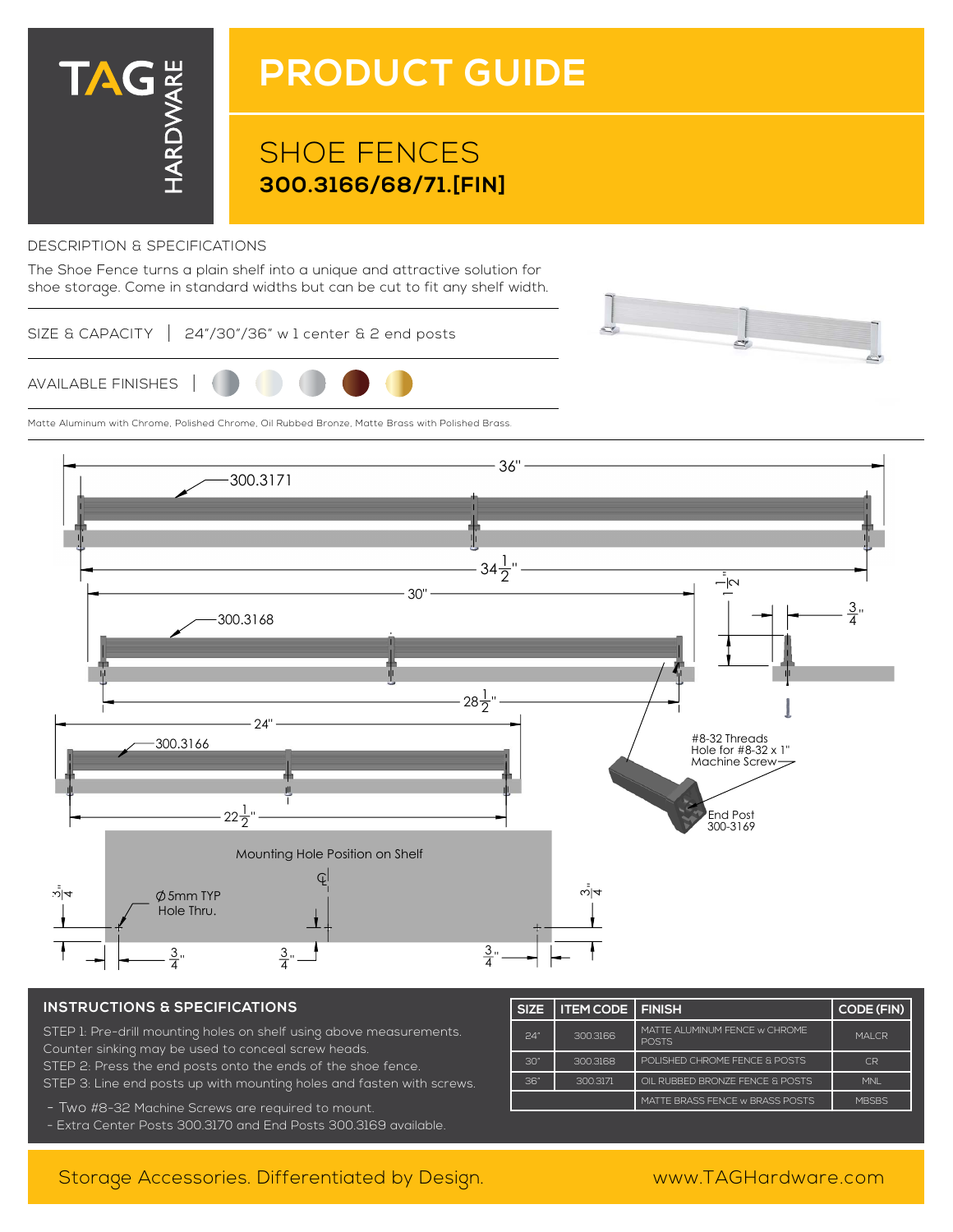TAG HARDWARE

# PRODUCT GUIDE

## SHOE FENCES
**300.3166/68/71.[FIN]**

DESCRIPTION & SPECIFICATIONS

The Shoe Fence turns a plain shelf into a unique and attractive solution for shoe storage. Come in standard widths but can be cut to fit any shelf width.

SIZE & CAPACITY | 24"/30"/36" w 1 center & 2 end posts

AVAILABLE FINISHES |

Matte Aluminum with Chrome, Polished Chrome, Oil Rubbed Bronze, Matte Brass with Polished Brass.

36"
300.3171
34 1/2"
30"
300.3168
28 1/2"
24"
300.3166
22 1/2"
1 1/2"
3/4"
#8-32 Threads
Hole for #8-32 x 1" Machine Screw
End Post 300-3169

Mounting Hole Position on Shelf
℄
Ø 5mm TYP Hole Thru.
3/4"
3/4"
3/4"
3/4"
3/4"
3/4"

## INSTRUCTIONS & SPECIFICATIONS

STEP 1: Pre-drill mounting holes on shelf using above measurements. Counter sinking may be used to conceal screw heads.
STEP 2: Press the end posts onto the ends of the shoe fence.
STEP 3: Line end posts up with mounting holes and fasten with screws.

- Two #8-32 Machine Screws are required to mount.
- Extra Center Posts 300.3170 and End Posts 300.3169 available.

| SIZE | ITEM CODE | FINISH | CODE (FIN) |
|---|---|---|---|
| 24" | 300.3166 | MATTE ALUMINUM FENCE w CHROME POSTS | MALCR |
| 30" | 300.3168 | POLISHED CHROME FENCE & POSTS | CR |
| 36" | 300.3171 | OIL RUBBED BRONZE FENCE & POSTS | MNL |
| | | MATTE BRASS FENCE w BRASS POSTS | MBSBS |

Storage Accessories. Differentiated by Design.    www.TAGHardware.com